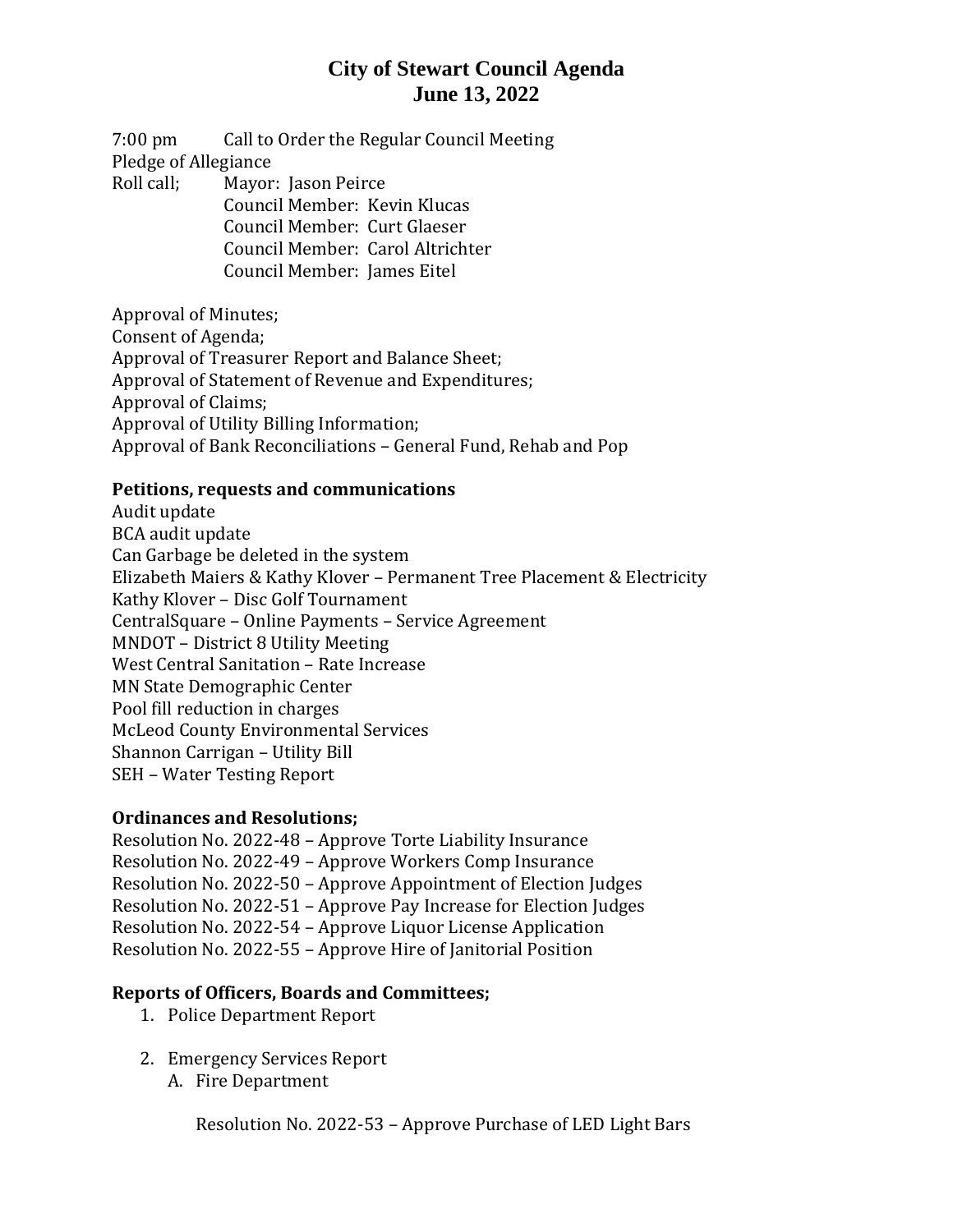# City of Stewart Council Agenda
# June 13, 2022

7:00 pm Call to Order the Regular Council Meeting

Pledge of Allegiance

Roll call; Mayor: Jason Peirce
Council Member: Kevin Klucas
Council Member: Curt Glaeser
Council Member: Carol Altrichter
Council Member: James Eitel

Approval of Minutes;
Consent of Agenda;
Approval of Treasurer Report and Balance Sheet;
Approval of Statement of Revenue and Expenditures;
Approval of Claims;
Approval of Utility Billing Information;
Approval of Bank Reconciliations – General Fund, Rehab and Pop

**Petitions, requests and communications**

Audit update
BCA audit update
Can Garbage be deleted in the system
Elizabeth Maiers & Kathy Klover – Permanent Tree Placement & Electricity
Kathy Klover – Disc Golf Tournament
CentralSquare – Online Payments – Service Agreement
MNDOT – District 8 Utility Meeting
West Central Sanitation – Rate Increase
MN State Demographic Center
Pool fill reduction in charges
McLeod County Environmental Services
Shannon Carrigan – Utility Bill
SEH – Water Testing Report

**Ordinances and Resolutions;**

Resolution No. 2022-48 – Approve Torte Liability Insurance
Resolution No. 2022-49 – Approve Workers Comp Insurance
Resolution No. 2022-50 – Approve Appointment of Election Judges
Resolution No. 2022-51 – Approve Pay Increase for Election Judges
Resolution No. 2022-54 – Approve Liquor License Application
Resolution No. 2022-55 – Approve Hire of Janitorial Position

**Reports of Officers, Boards and Committees;**

1. Police Department Report

2. Emergency Services Report
   A. Fire Department

      Resolution No. 2022-53 – Approve Purchase of LED Light Bars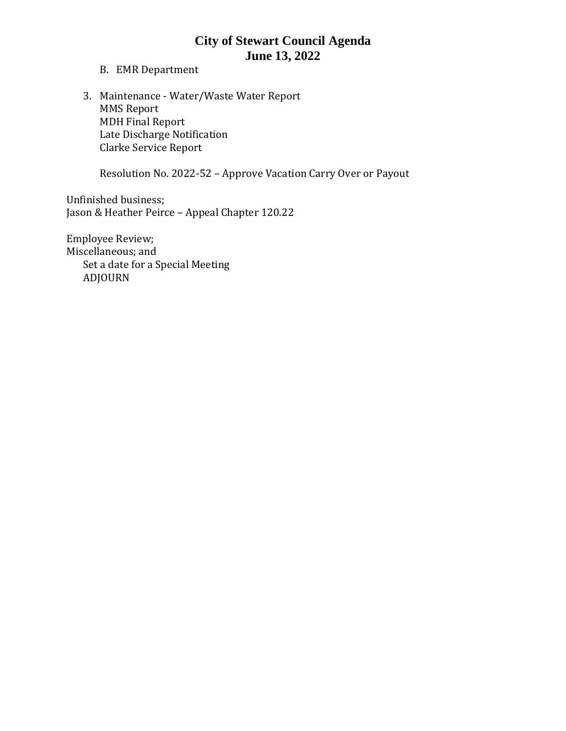B. EMR Department

3. Maintenance - Water/Waste Water Report
   MMS Report
   MDH Final Report
   Late Discharge Notification
   Clarke Service Report

   Resolution No. 2022-52 – Approve Vacation Carry Over or Payout

Unfinished business;
Jason & Heather Peirce – Appeal Chapter 120.22

Employee Review;
Miscellaneous; and
   Set a date for a Special Meeting
   ADJOURN